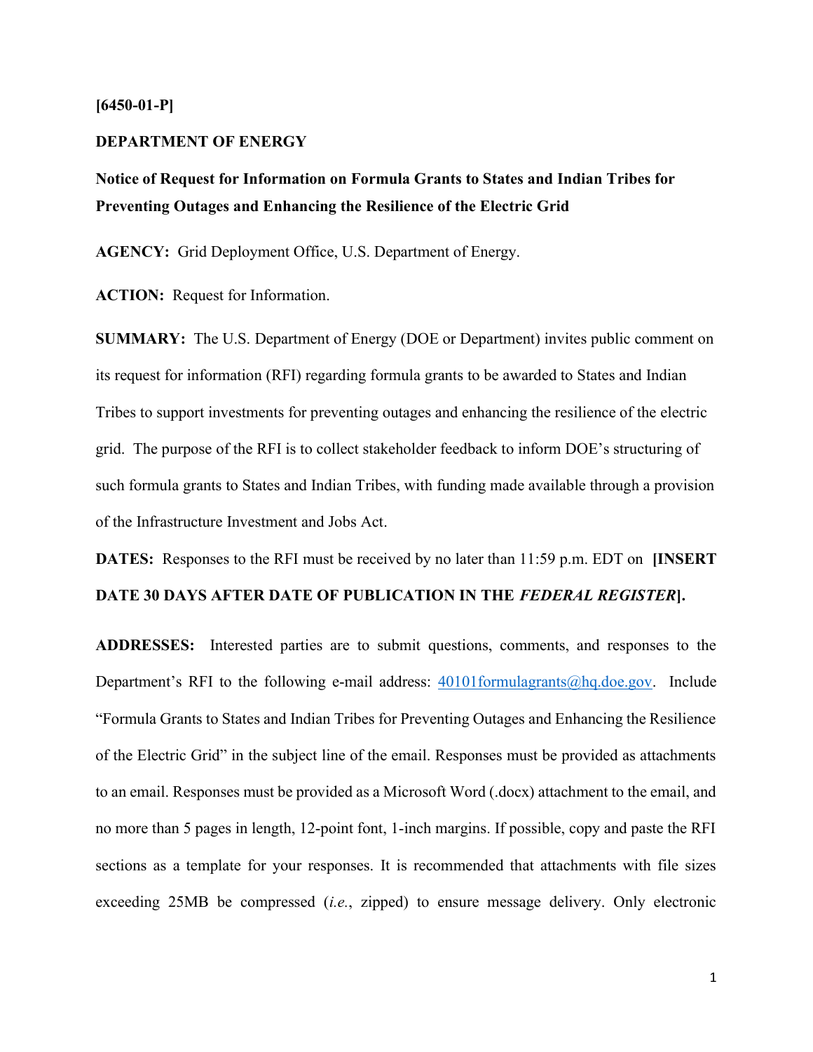**[6450-01-P]**

**DEPARTMENT OF ENERGY**

**Notice of Request for Information on Formula Grants to States and Indian Tribes for Preventing Outages and Enhancing the Resilience of the Electric Grid**

**AGENCY:** Grid Deployment Office, U.S. Department of Energy.

**ACTION:** Request for Information.

**SUMMARY:** The U.S. Department of Energy (DOE or Department) invites public comment on its request for information (RFI) regarding formula grants to be awarded to States and Indian Tribes to support investments for preventing outages and enhancing the resilience of the electric grid. The purpose of the RFI is to collect stakeholder feedback to inform DOE's structuring of such formula grants to States and Indian Tribes, with funding made available through a provision of the Infrastructure Investment and Jobs Act.

**DATES:** Responses to the RFI must be received by no later than 11:59 p.m. EDT on **[INSERT DATE 30 DAYS AFTER DATE OF PUBLICATION IN THE *FEDERAL REGISTER*].**

**ADDRESSES:** Interested parties are to submit questions, comments, and responses to the Department's RFI to the following e-mail address: 40101formulagrants@hq.doe.gov. Include "Formula Grants to States and Indian Tribes for Preventing Outages and Enhancing the Resilience of the Electric Grid" in the subject line of the email. Responses must be provided as attachments to an email. Responses must be provided as a Microsoft Word (.docx) attachment to the email, and no more than 5 pages in length, 12-point font, 1-inch margins. If possible, copy and paste the RFI sections as a template for your responses. It is recommended that attachments with file sizes exceeding 25MB be compressed (*i.e.*, zipped) to ensure message delivery. Only electronic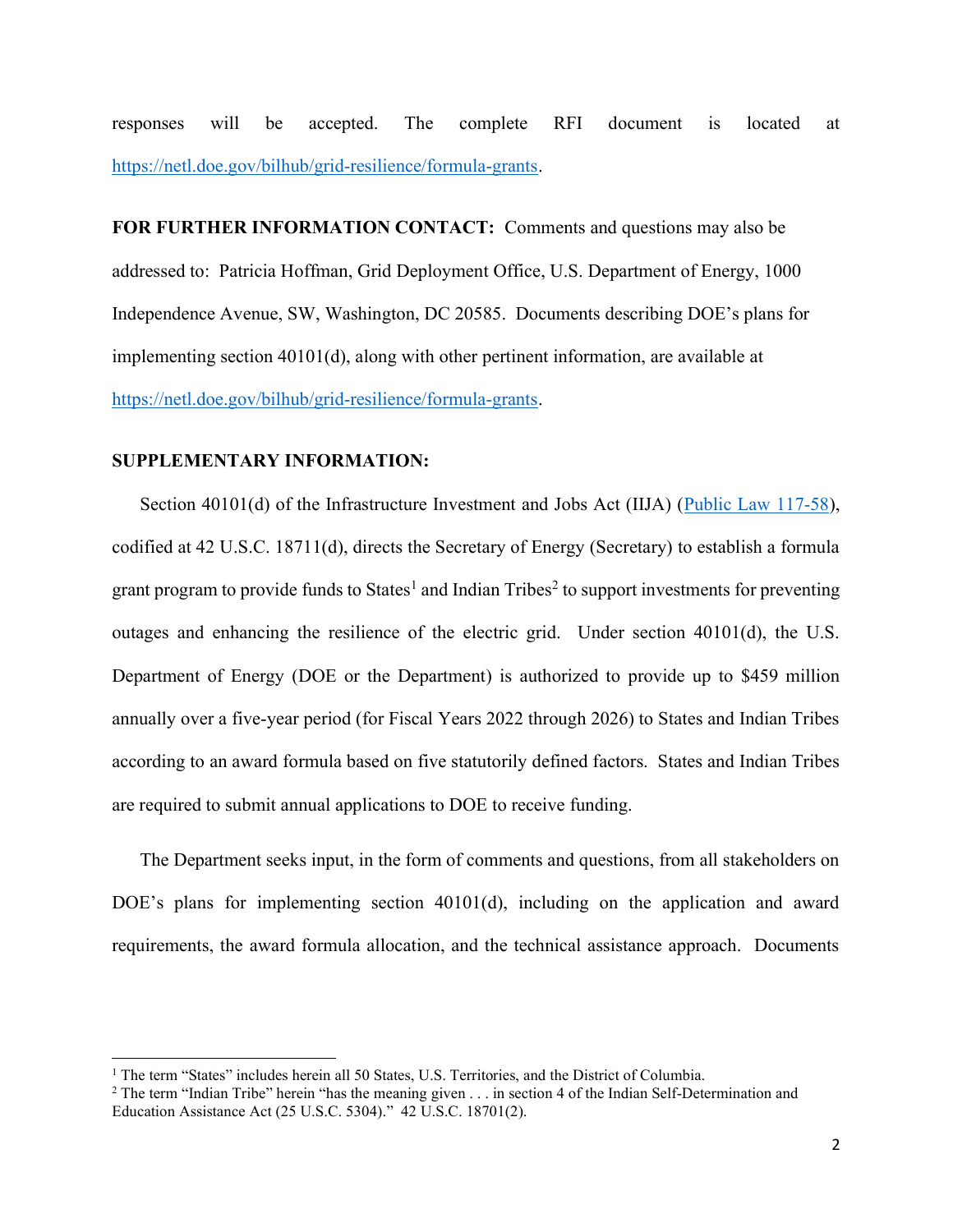responses will be accepted. The complete RFI document is located at https://netl.doe.gov/bilhub/grid-resilience/formula-grants.

**FOR FURTHER INFORMATION CONTACT:** Comments and questions may also be addressed to: Patricia Hoffman, Grid Deployment Office, U.S. Department of Energy, 1000 Independence Avenue, SW, Washington, DC 20585. Documents describing DOE's plans for implementing section 40101(d), along with other pertinent information, are available at https://netl.doe.gov/bilhub/grid-resilience/formula-grants.

**SUPPLEMENTARY INFORMATION:**

Section 40101(d) of the Infrastructure Investment and Jobs Act (IIJA) (Public Law 117-58), codified at 42 U.S.C. 18711(d), directs the Secretary of Energy (Secretary) to establish a formula grant program to provide funds to States[1] and Indian Tribes[2] to support investments for preventing outages and enhancing the resilience of the electric grid. Under section 40101(d), the U.S. Department of Energy (DOE or the Department) is authorized to provide up to $459 million annually over a five-year period (for Fiscal Years 2022 through 2026) to States and Indian Tribes according to an award formula based on five statutorily defined factors. States and Indian Tribes are required to submit annual applications to DOE to receive funding.

The Department seeks input, in the form of comments and questions, from all stakeholders on DOE's plans for implementing section 40101(d), including on the application and award requirements, the award formula allocation, and the technical assistance approach. Documents

[1] The term "States" includes herein all 50 States, U.S. Territories, and the District of Columbia.

[2] The term "Indian Tribe" herein "has the meaning given . . . in section 4 of the Indian Self-Determination and Education Assistance Act (25 U.S.C. 5304)." 42 U.S.C. 18701(2).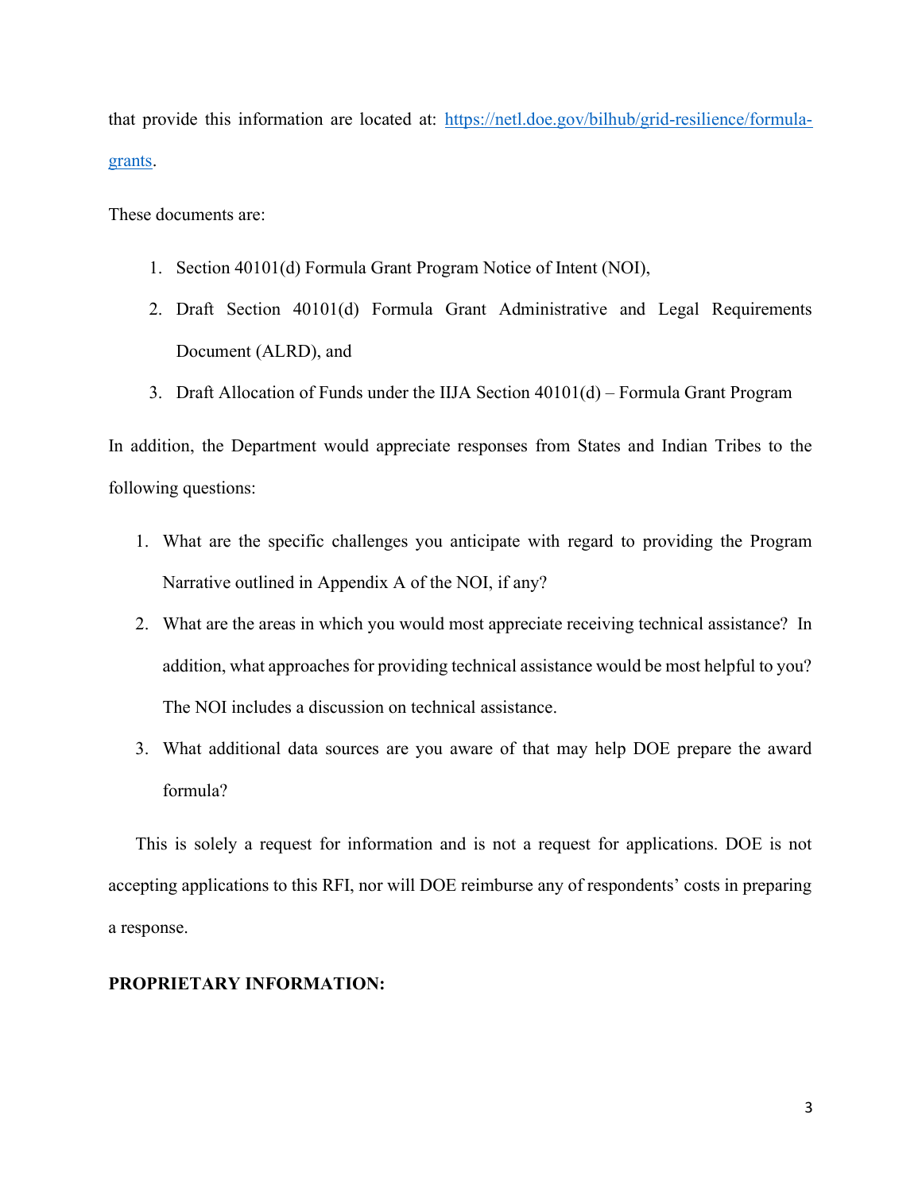that provide this information are located at: [https://netl.doe.gov/bilhub/grid-resilience/formula-grants](https://netl.doe.gov/bilhub/grid-resilience/formula-grants).

These documents are:

1. Section 40101(d) Formula Grant Program Notice of Intent (NOI),
2. Draft Section 40101(d) Formula Grant Administrative and Legal Requirements Document (ALRD), and
3. Draft Allocation of Funds under the IIJA Section 40101(d) – Formula Grant Program

In addition, the Department would appreciate responses from States and Indian Tribes to the following questions:

1. What are the specific challenges you anticipate with regard to providing the Program Narrative outlined in Appendix A of the NOI, if any?
2. What are the areas in which you would most appreciate receiving technical assistance? In addition, what approaches for providing technical assistance would be most helpful to you? The NOI includes a discussion on technical assistance.
3. What additional data sources are you aware of that may help DOE prepare the award formula?

This is solely a request for information and is not a request for applications. DOE is not accepting applications to this RFI, nor will DOE reimburse any of respondents' costs in preparing a response.

**PROPRIETARY INFORMATION:**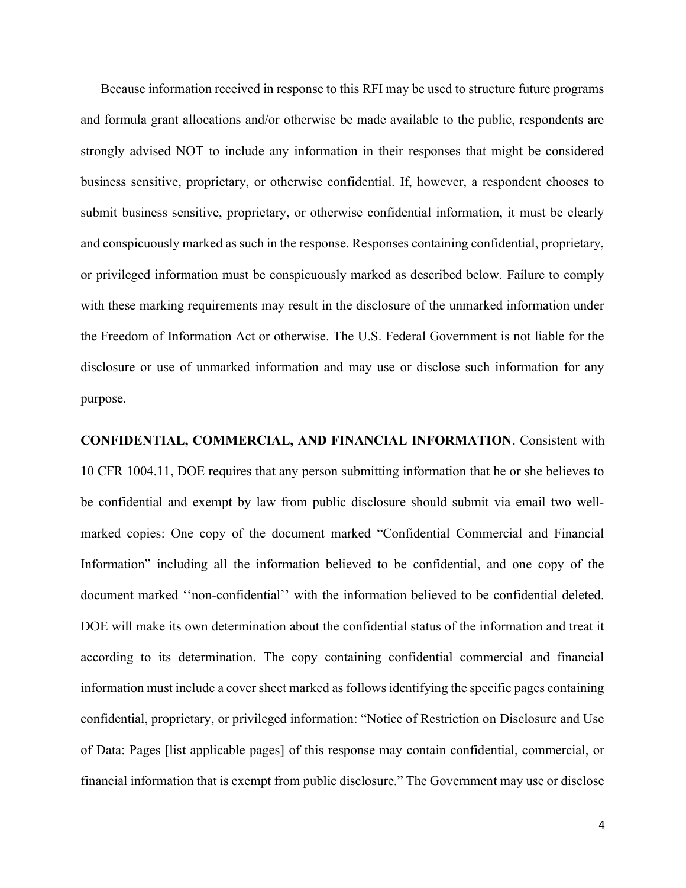Because information received in response to this RFI may be used to structure future programs and formula grant allocations and/or otherwise be made available to the public, respondents are strongly advised NOT to include any information in their responses that might be considered business sensitive, proprietary, or otherwise confidential. If, however, a respondent chooses to submit business sensitive, proprietary, or otherwise confidential information, it must be clearly and conspicuously marked as such in the response. Responses containing confidential, proprietary, or privileged information must be conspicuously marked as described below. Failure to comply with these marking requirements may result in the disclosure of the unmarked information under the Freedom of Information Act or otherwise. The U.S. Federal Government is not liable for the disclosure or use of unmarked information and may use or disclose such information for any purpose.

**CONFIDENTIAL, COMMERCIAL, AND FINANCIAL INFORMATION**. Consistent with 10 CFR 1004.11, DOE requires that any person submitting information that he or she believes to be confidential and exempt by law from public disclosure should submit via email two well-marked copies: One copy of the document marked "Confidential Commercial and Financial Information" including all the information believed to be confidential, and one copy of the document marked ''non-confidential'' with the information believed to be confidential deleted. DOE will make its own determination about the confidential status of the information and treat it according to its determination. The copy containing confidential commercial and financial information must include a cover sheet marked as follows identifying the specific pages containing confidential, proprietary, or privileged information: "Notice of Restriction on Disclosure and Use of Data: Pages [list applicable pages] of this response may contain confidential, commercial, or financial information that is exempt from public disclosure." The Government may use or disclose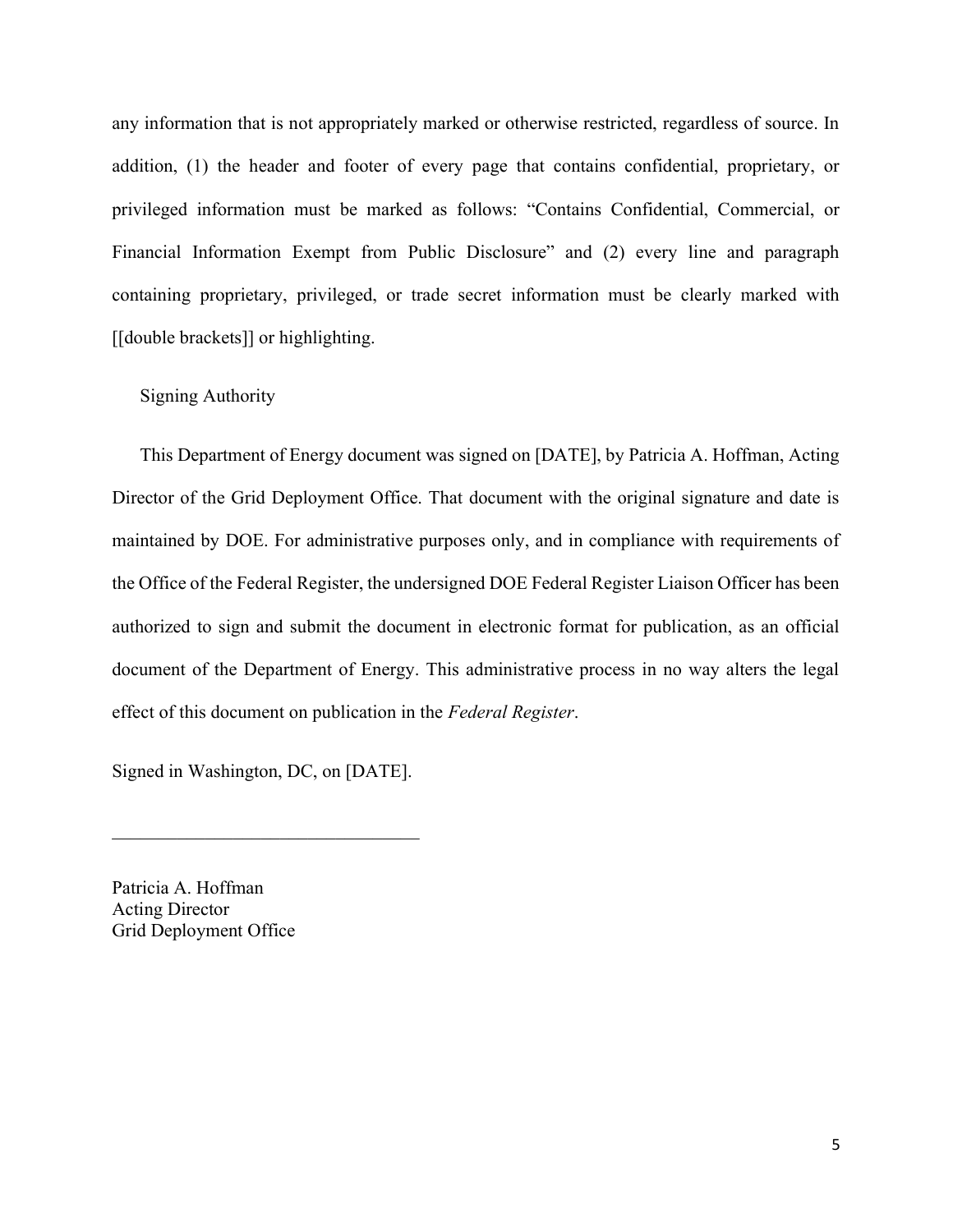any information that is not appropriately marked or otherwise restricted, regardless of source. In addition, (1) the header and footer of every page that contains confidential, proprietary, or privileged information must be marked as follows: "Contains Confidential, Commercial, or Financial Information Exempt from Public Disclosure" and (2) every line and paragraph containing proprietary, privileged, or trade secret information must be clearly marked with [[double brackets]] or highlighting.

Signing Authority

This Department of Energy document was signed on [DATE], by Patricia A. Hoffman, Acting Director of the Grid Deployment Office. That document with the original signature and date is maintained by DOE. For administrative purposes only, and in compliance with requirements of the Office of the Federal Register, the undersigned DOE Federal Register Liaison Officer has been authorized to sign and submit the document in electronic format for publication, as an official document of the Department of Energy. This administrative process in no way alters the legal effect of this document on publication in the *Federal Register*.

Signed in Washington, DC, on [DATE].

\_\_\_\_\_\_\_\_\_\_\_\_\_\_\_\_\_\_\_\_\_\_\_\_\_\_\_\_\_\_\_\_

Patricia A. Hoffman
Acting Director
Grid Deployment Office